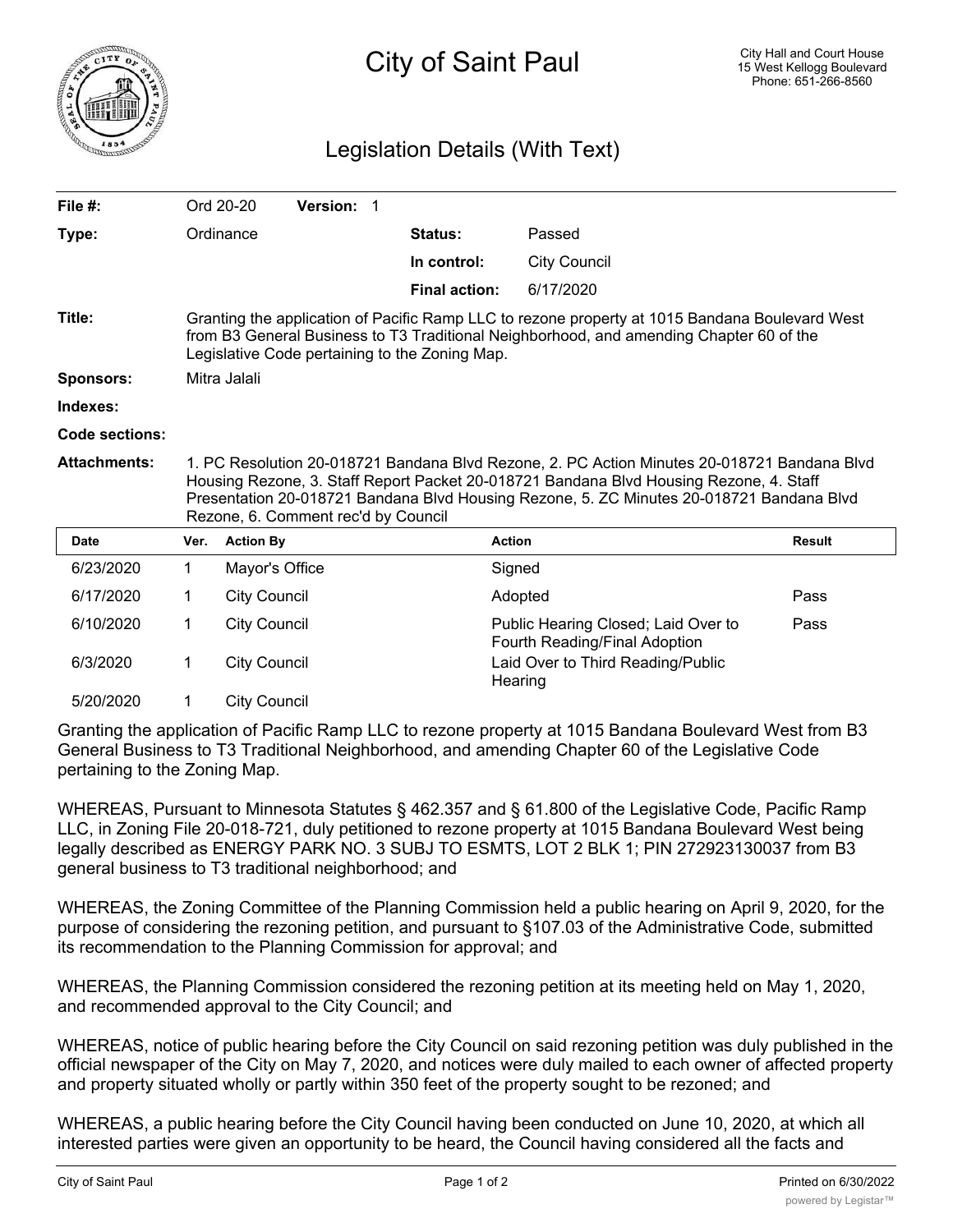# City of Saint Paul

City Hall and Court House
15 West Kellogg Boulevard
Phone: 651-266-8560

## Legislation Details (With Text)

| | | | |
|---|---|---|---|
| **File #:** | Ord 20-20 **Version:** 1 | | |
| **Type:** | Ordinance | **Status:** | Passed |
| | | **In control:** | City Council |
| | | **Final action:** | 6/17/2020 |

**Title:** Granting the application of Pacific Ramp LLC to rezone property at 1015 Bandana Boulevard West from B3 General Business to T3 Traditional Neighborhood, and amending Chapter 60 of the Legislative Code pertaining to the Zoning Map.

**Sponsors:** Mitra Jalali

**Indexes:**

**Code sections:**

**Attachments:** 1. PC Resolution 20-018721 Bandana Blvd Rezone, 2. PC Action Minutes 20-018721 Bandana Blvd Housing Rezone, 3. Staff Report Packet 20-018721 Bandana Blvd Housing Rezone, 4. Staff Presentation 20-018721 Bandana Blvd Housing Rezone, 5. ZC Minutes 20-018721 Bandana Blvd Rezone, 6. Comment rec'd by Council

| Date | Ver. | Action By | Action | Result |
|---|---|---|---|---|
| 6/23/2020 | 1 | Mayor's Office | Signed | |
| 6/17/2020 | 1 | City Council | Adopted | Pass |
| 6/10/2020 | 1 | City Council | Public Hearing Closed; Laid Over to Fourth Reading/Final Adoption | Pass |
| 6/3/2020 | 1 | City Council | Laid Over to Third Reading/Public Hearing | |
| 5/20/2020 | 1 | City Council | | |

Granting the application of Pacific Ramp LLC to rezone property at 1015 Bandana Boulevard West from B3 General Business to T3 Traditional Neighborhood, and amending Chapter 60 of the Legislative Code pertaining to the Zoning Map.

WHEREAS, Pursuant to Minnesota Statutes § 462.357 and § 61.800 of the Legislative Code, Pacific Ramp LLC, in Zoning File 20-018-721, duly petitioned to rezone property at 1015 Bandana Boulevard West being legally described as ENERGY PARK NO. 3 SUBJ TO ESMTS, LOT 2 BLK 1; PIN 272923130037 from B3 general business to T3 traditional neighborhood; and

WHEREAS, the Zoning Committee of the Planning Commission held a public hearing on April 9, 2020, for the purpose of considering the rezoning petition, and pursuant to §107.03 of the Administrative Code, submitted its recommendation to the Planning Commission for approval; and

WHEREAS, the Planning Commission considered the rezoning petition at its meeting held on May 1, 2020, and recommended approval to the City Council; and

WHEREAS, notice of public hearing before the City Council on said rezoning petition was duly published in the official newspaper of the City on May 7, 2020, and notices were duly mailed to each owner of affected property and property situated wholly or partly within 350 feet of the property sought to be rezoned; and

WHEREAS, a public hearing before the City Council having been conducted on June 10, 2020, at which all interested parties were given an opportunity to be heard, the Council having considered all the facts and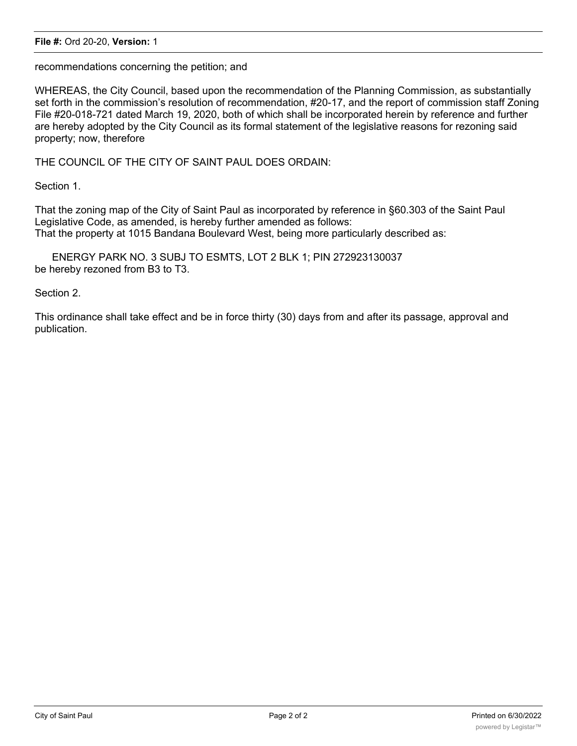recommendations concerning the petition; and

WHEREAS, the City Council, based upon the recommendation of the Planning Commission, as substantially set forth in the commission's resolution of recommendation, #20-17, and the report of commission staff Zoning File #20-018-721 dated March 19, 2020, both of which shall be incorporated herein by reference and further are hereby adopted by the City Council as its formal statement of the legislative reasons for rezoning said property; now, therefore

THE COUNCIL OF THE CITY OF SAINT PAUL DOES ORDAIN:

Section 1.

That the zoning map of the City of Saint Paul as incorporated by reference in §60.303 of the Saint Paul Legislative Code, as amended, is hereby further amended as follows:
That the property at 1015 Bandana Boulevard West, being more particularly described as:

ENERGY PARK NO. 3 SUBJ TO ESMTS, LOT 2 BLK 1; PIN 272923130037
be hereby rezoned from B3 to T3.

Section 2.

This ordinance shall take effect and be in force thirty (30) days from and after its passage, approval and publication.